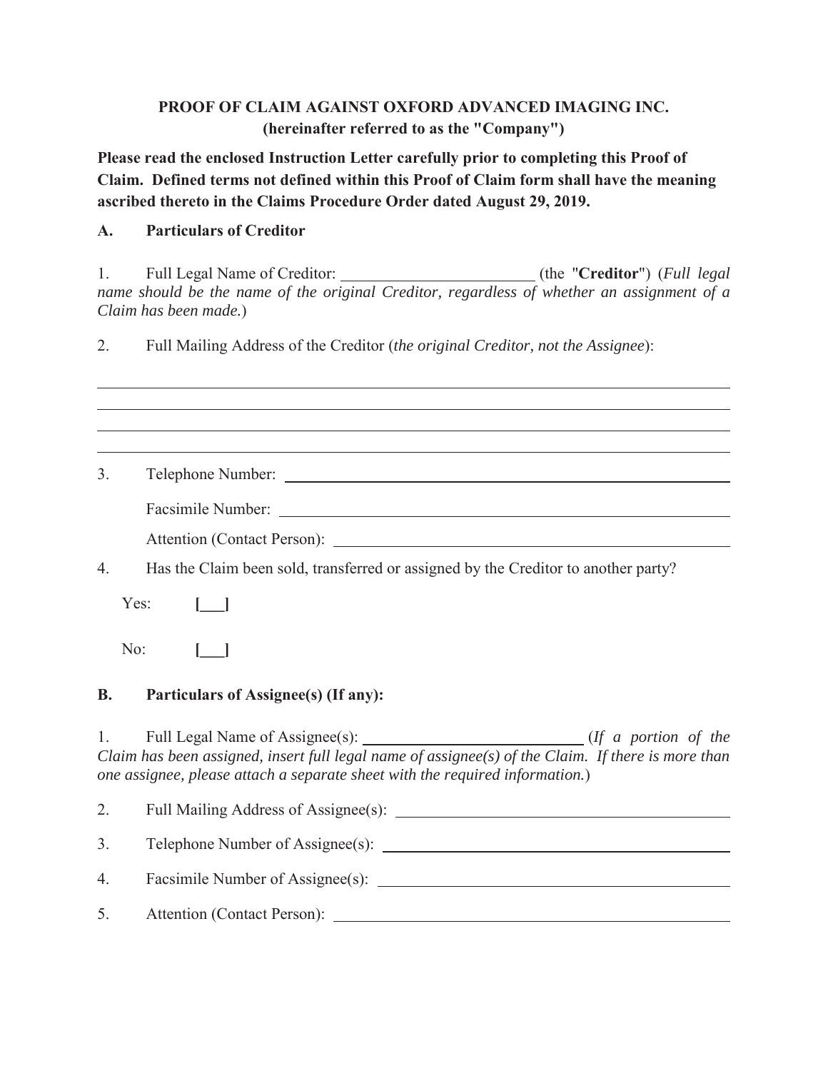**PROOF OF CLAIM AGAINST OXFORD ADVANCED IMAGING INC.**
**(hereinafter referred to as the "Company")**

**Please read the enclosed Instruction Letter carefully prior to completing this Proof of Claim. Defined terms not defined within this Proof of Claim form shall have the meaning ascribed thereto in the Claims Procedure Order dated August 29, 2019.**

## A. Particulars of Creditor

1. Full Legal Name of Creditor: ________________________ (the "**Creditor**") (*Full legal name should be the name of the original Creditor, regardless of whether an assignment of a Claim has been made.*)

2. Full Mailing Address of the Creditor (*the original Creditor, not the Assignee*):

______________________________________________________________________

______________________________________________________________________

______________________________________________________________________

______________________________________________________________________

3. Telephone Number: ______________________________________________

   Facsimile Number: ______________________________________________

   Attention (Contact Person): ______________________________________

4. Has the Claim been sold, transferred or assigned by the Creditor to another party?

   Yes: **[___]**

   No: **[___]**

## B. Particulars of Assignee(s) (If any):

1. Full Legal Name of Assignee(s): ____________________________ (*If a portion of the Claim has been assigned, insert full legal name of assignee(s) of the Claim. If there is more than one assignee, please attach a separate sheet with the required information.*)

2. Full Mailing Address of Assignee(s): ______________________________

3. Telephone Number of Assignee(s): ______________________________

4. Facsimile Number of Assignee(s): ______________________________

5. Attention (Contact Person): ______________________________________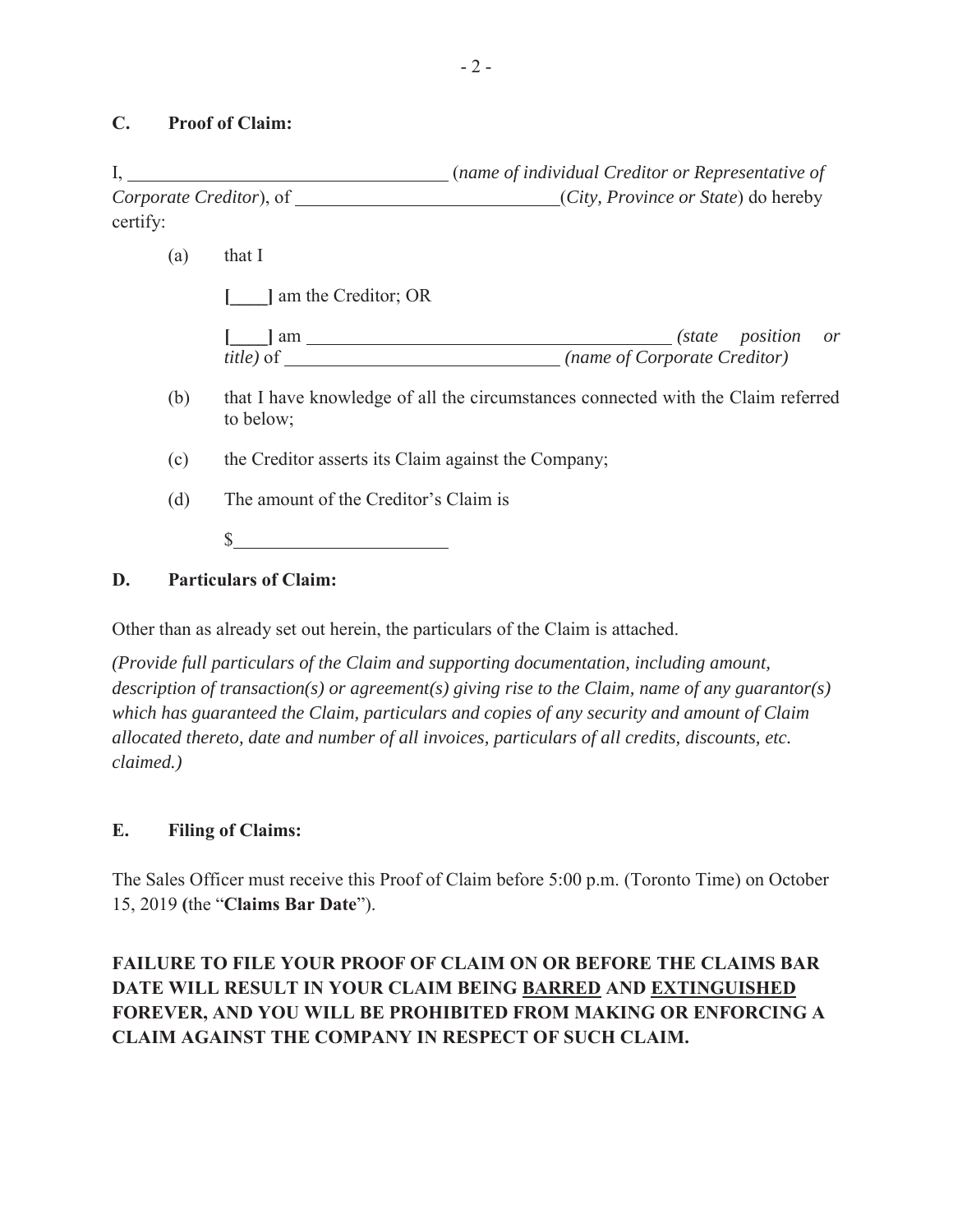## C. Proof of Claim:

I, ______________________________ (*name of individual Creditor or Representative of Corporate Creditor*), of __________________________ (*City, Province or State*) do hereby certify:

(a) that I

**[____]** am the Creditor; OR

**[____]** am ____________________________________ *(state position or title)* of ___________________________ *(name of Corporate Creditor)*

(b) that I have knowledge of all the circumstances connected with the Claim referred to below;

(c) the Creditor asserts its Claim against the Company;

(d) The amount of the Creditor's Claim is

$____________________

## D. Particulars of Claim:

Other than as already set out herein, the particulars of the Claim is attached.

*(Provide full particulars of the Claim and supporting documentation, including amount, description of transaction(s) or agreement(s) giving rise to the Claim, name of any guarantor(s) which has guaranteed the Claim, particulars and copies of any security and amount of Claim allocated thereto, date and number of all invoices, particulars of all credits, discounts, etc. claimed.)*

## E. Filing of Claims:

The Sales Officer must receive this Proof of Claim before 5:00 p.m. (Toronto Time) on October 15, 2019 (the "**Claims Bar Date**").

**FAILURE TO FILE YOUR PROOF OF CLAIM ON OR BEFORE THE CLAIMS BAR DATE WILL RESULT IN YOUR CLAIM BEING <u>BARRED</u> AND <u>EXTINGUISHED</u> FOREVER, AND YOU WILL BE PROHIBITED FROM MAKING OR ENFORCING A CLAIM AGAINST THE COMPANY IN RESPECT OF SUCH CLAIM.**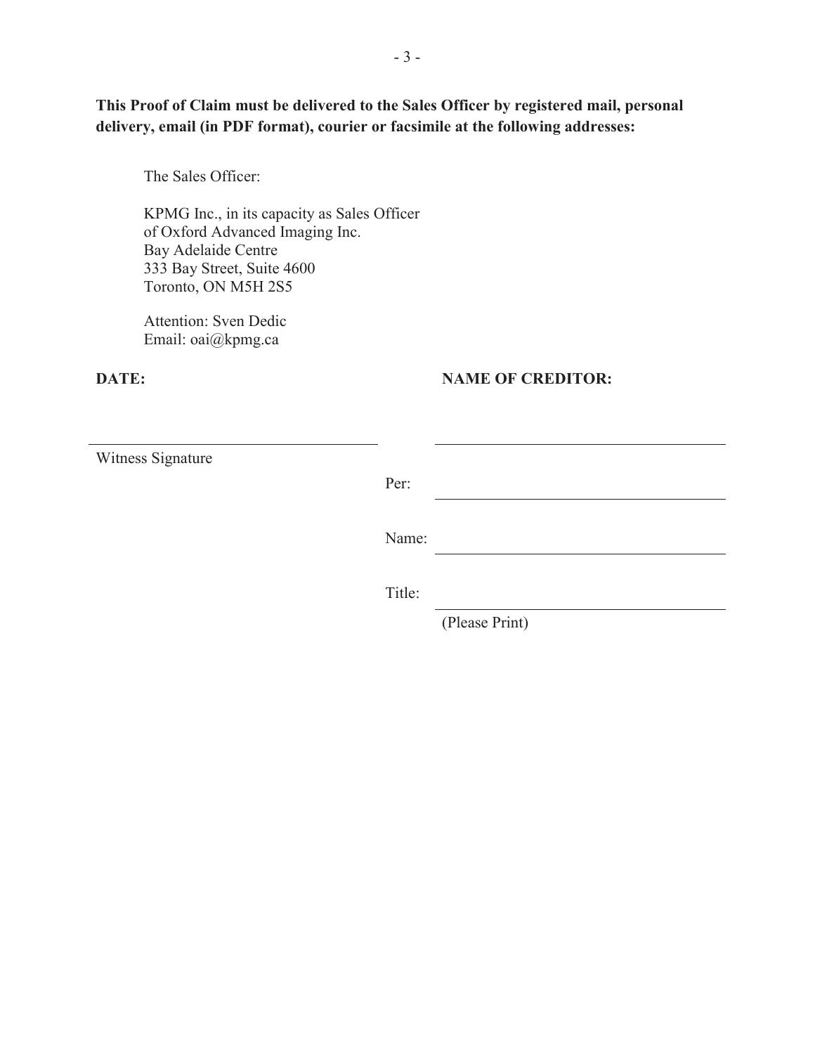**This Proof of Claim must be delivered to the Sales Officer by registered mail, personal delivery, email (in PDF format), courier or facsimile at the following addresses:**

The Sales Officer:

KPMG Inc., in its capacity as Sales Officer
of Oxford Advanced Imaging Inc.
Bay Adelaide Centre
333 Bay Street, Suite 4600
Toronto, ON M5H 2S5

Attention: Sven Dedic
Email: oai@kpmg.ca

**DATE:** **NAME OF CREDITOR:**

______________________________ ______________________________

Witness Signature

Per: ______________________________

Name: ______________________________

Title: ______________________________
(Please Print)